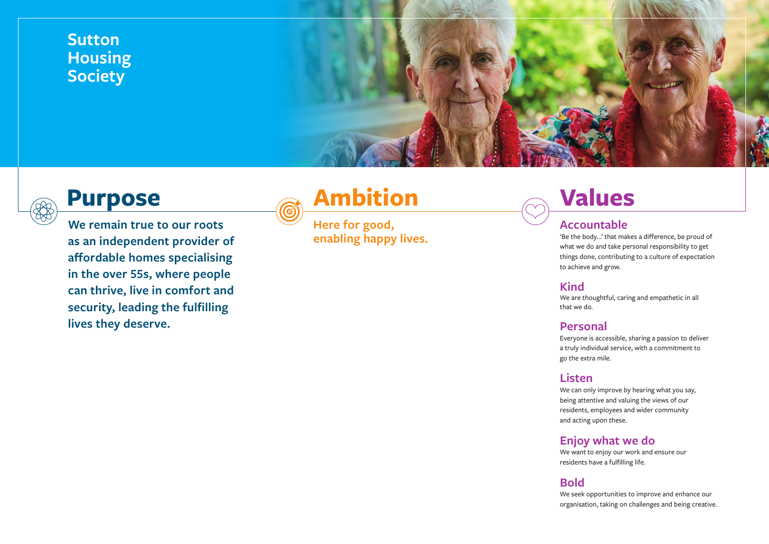# Sutton Housing Society

## Purpose

**We remain true to our roots as an independent provider of affordable homes specialising in the over 55s, where people can thrive, live in comfort and security, leading the fulfilling lives they deserve.**

## Ambition

**Here for good, enabling happy lives.**

## Values

### Accountable

'Be the body...' that makes a difference, be proud of what we do and take personal responsibility to get things done, contributing to a culture of expectation to achieve and grow.

### Kind

We are thoughtful, caring and empathetic in all that we do.

### Personal

Everyone is accessible, sharing a passion to deliver a truly individual service, with a commitment to go the extra mile.

### Listen

We can only improve by hearing what you say, being attentive and valuing the views of our residents, employees and wider community and acting upon these.

### Enjoy what we do

We want to enjoy our work and ensure our residents have a fulfilling life.

### Bold

We seek opportunities to improve and enhance our organisation, taking on challenges and being creative.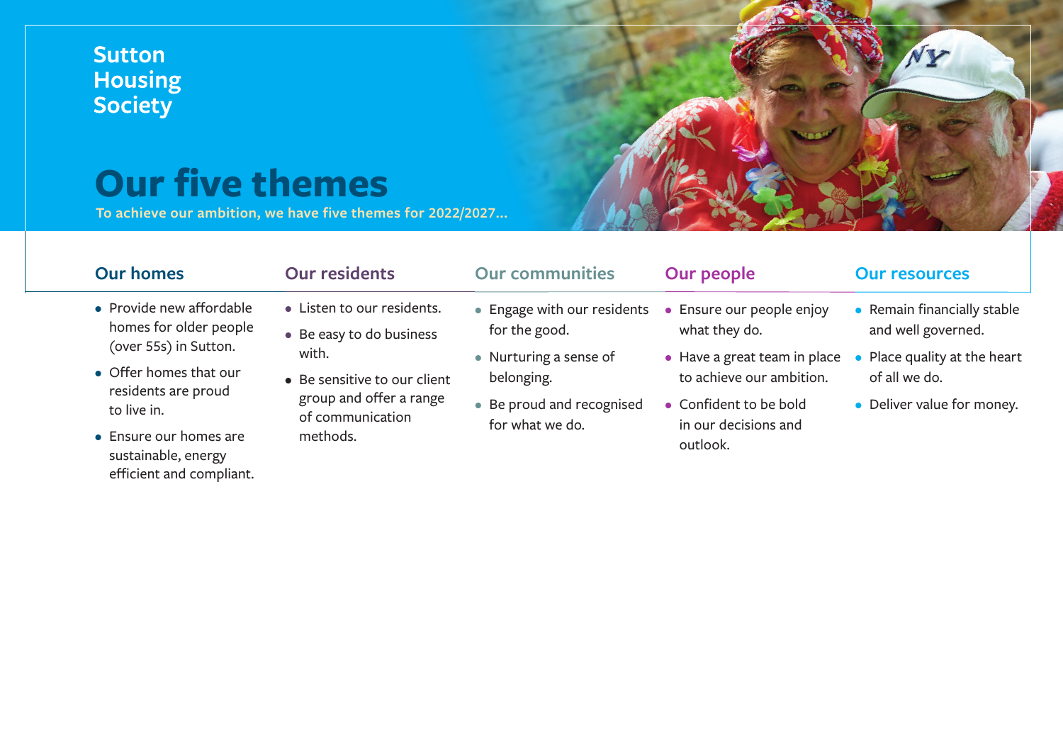Sutton Housing Society

# Our five themes

To achieve our ambition, we have five themes for 2022/2027...

## Our homes

- Provide new affordable homes for older people (over 55s) in Sutton.
- Offer homes that our residents are proud to live in.
- Ensure our homes are sustainable, energy efficient and compliant.

## Our residents

- Listen to our residents.
- Be easy to do business with.
- Be sensitive to our client group and offer a range of communication methods.

## Our communities

- Engage with our residents for the good.
- Nurturing a sense of belonging.
- Be proud and recognised for what we do.

## Our people

- Ensure our people enjoy what they do.
- Have a great team in place to achieve our ambition.
- Confident to be bold in our decisions and outlook.

## Our resources

- Remain financially stable and well governed.
- Place quality at the heart of all we do.
- Deliver value for money.